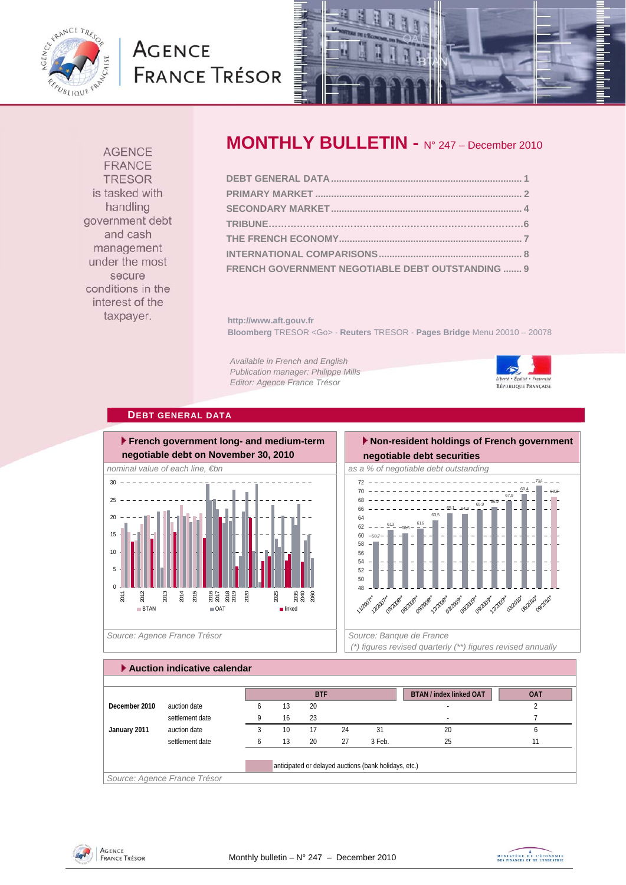# AGENCE FRANCE TRÉSOR

AGENCE FRANCE TRESOR is tasked with handling government debt and cash management under the most secure conditions in the interest of the taxpayer.

# MONTHLY BULLETIN - N° 247 – December 2010

- DEBT GENERAL DATA ........ 1
- PRIMARY MARKET ........ 2
- SECONDARY MARKET ........ 4
- TRIBUNE ........ 6
- THE FRENCH ECONOMY ........ 7
- INTERNATIONAL COMPARISONS ........ 8
- FRENCH GOVERNMENT NEGOTIABLE DEBT OUTSTANDING ........ 9

**http://www.aft.gouv.fr**
**Bloomberg** TRESOR <Go> - **Reuters** TRESOR - **Pages Bridge** Menu 20010 – 20078

*Available in French and English*
*Publication manager: Philippe Mills*
*Editor: Agence France Trésor*

## DEBT GENERAL DATA

### French government long- and medium-term negotiable debt on November 30, 2010

*nominal value of each line, €bn*

30, 25, 20, 15, 10, 5, 0

2011, 2012, 2013, 2014, 2015, 2016, 2017, 2018, 2019, 2020, 2025, 2035, 2040, 2060

BTAN, OAT, linked

*Source: Agence France Trésor*

### Non-resident holdings of French government negotiable debt securities

*as a % of negotiable debt outstanding*

72, 70, 68, 66, 64, 62, 60, 58, 56, 54, 52, 50, 48

58.7, 61.3, 60.5, 61.6, 63.5, 65.1, 64.9, 65.9, 66.5, 67.9, 69.4, 71.4, 68.9

11/2007**, 12/2007**, 03/2008**, 06/2008**, 09/2008**, 12/2008**, 03/2009**, 06/2009**, 09/2009**, 12/2009**, 03/2010*, 06/2010*, 09/2010*

*Source: Banque de France*
*(*) figures revised quarterly (**) figures revised annually*

### Auction indicative calendar

| | | BTF | | | | | BTAN / index linked OAT | OAT |
|---|---|---|---|---|---|---|---|---|
| December 2010 | auction date | 6 | 13 | 20 | | | - | 2 |
| | settlement date | 9 | 16 | 23 | | | - | 7 |
| January 2011 | auction date | 3 | 10 | 17 | 24 | 31 | 20 | 6 |
| | settlement date | 6 | 13 | 20 | 27 | 3 Feb. | 25 | 11 |

anticipated or delayed auctions (bank holidays, etc.)

*Source: Agence France Trésor*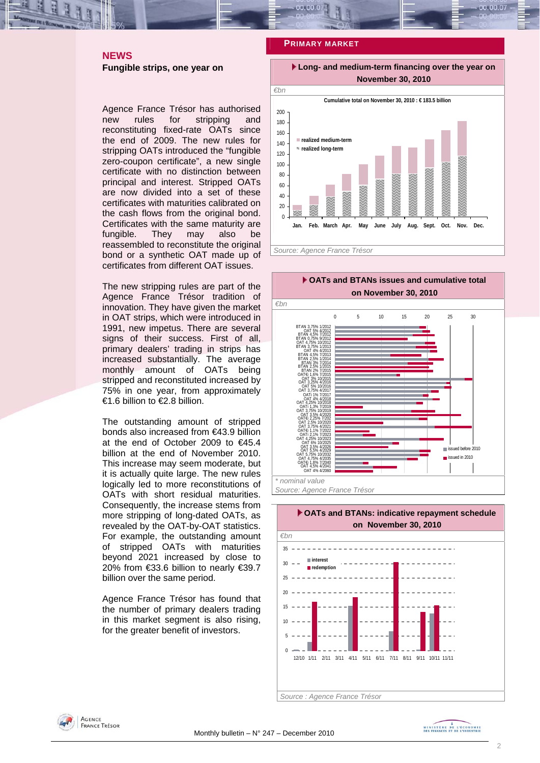## NEWS

### Fungible strips, one year on

Agence France Trésor has authorised new rules for stripping and reconstituting fixed-rate OATs since the end of 2009. The new rules for stripping OATs introduced the "fungible zero-coupon certificate", a new single certificate with no distinction between principal and interest. Stripped OATs are now divided into a set of these certificates with maturities calibrated on the cash flows from the original bond. Certificates with the same maturity are fungible. They may also be reassembled to reconstitute the original bond or a synthetic OAT made up of certificates from different OAT issues.

The new stripping rules are part of the Agence France Trésor tradition of innovation. They have given the market in OAT strips, which were introduced in 1991, new impetus. There are several signs of their success. First of all, primary dealers' trading in strips has increased substantially. The average monthly amount of OATs being stripped and reconstituted increased by 75% in one year, from approximately €1.6 billion to €2.8 billion.

The outstanding amount of stripped bonds also increased from €43.9 billion at the end of October 2009 to €45.4 billion at the end of November 2010. This increase may seem moderate, but it is actually quite large. The new rules logically led to more reconstitutions of OATs with short residual maturities. Consequently, the increase stems from more stripping of long-dated OATs, as revealed by the OAT-by-OAT statistics. For example, the outstanding amount of stripped OATs with maturities beyond 2021 increased by close to 20% from €33.6 billion to nearly €39.7 billion over the same period.

Agence France Trésor has found that the number of primary dealers trading in this market segment is also rising, for the greater benefit of investors.

## PRIMARY MARKET

**Long- and medium-term financing over the year on November 30, 2010**

€bn

Cumulative total on November 30, 2010 : € 183.5 billion

realized medium-term
realized long-term

0 20 40 60 80 100 120 140 160 180 200

Jan. Feb. March Apr. May June July Aug. Sept. Oct. Nov. Dec.

*Source: Agence France Trésor*

**OATs and BTANs issues and cumulative total on November 30, 2010**

€bn

0 5 10 15 20 25 30

BTAN 3,75% 1/2012
OAT 5% 4/2012
BTAN 4,5% 7/2012
BTAN 0,75% 9/2012
OAT 4,75% 10/2012
BTAN 3,75% 1/2013
OAT 4% 4/2013
BTAN 4,5% 7/2013
BTAN 2,5% 1/2014
BTAN 3% 7/2014
BTAN 2,5% 1/2015
BTAN 2% 7/2015
OAT€i 1,6% 7/2015
OAT 3% 10/2015
OAT 3,25% 4/2016
OAT 5% 10/2016
OAT 3,75% 4/2017
OATi 1% 7/2017
OAT 4% 4/2018
OAT 4,25% 10/2018
OATi 1,3% 7/2019
OAT 3,75% 10/2019
OAT 3,5% 4/2020
OAT€i 2,25% 7/202
OAT 2,5% 10/2020
OAT 3,75% 4/2021
OAT€i 1,1% 7/2022
OATi 2,1% 7/2023
OAT 4,25% 10/2023
OAT 6% 10/2025
OAT 3,5% 4/2026
OAT 5,5% 4/2029
OAT 5,75% 10/2032
OAT 4,75% 4/2035
OAT€i 1,8% 7/2040
OAT 4,5% 4/2041
OAT 4% 4/2060

issued before 2010
issued in 2010

*\* nominal value*
*Source: Agence France Trésor*

**OATs and BTANs: indicative repayment schedule on November 30, 2010**

€bn

0 5 10 15 20 25 30 35

interest
redemption

12/10 1/11 2/11 3/11 4/11 5/11 6/11 7/11 8/11 9/11 10/11 11/11

*Source : Agence France Trésor*

Monthly bulletin – N° 247 – December 2010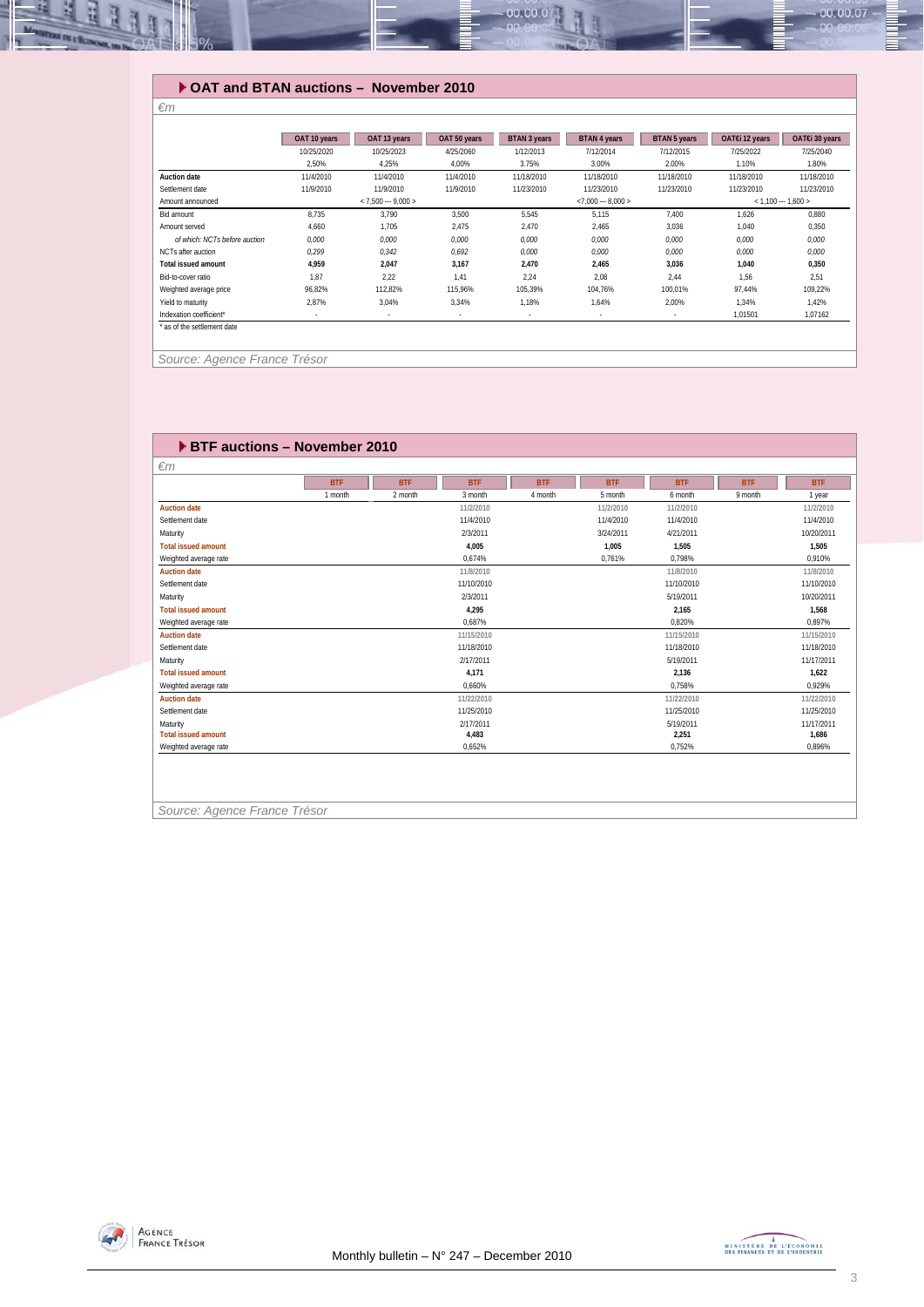## OAT and BTAN auctions – November 2010

*€m*

| | OAT 10 years | OAT 13 years | OAT 50 years | BTAN 3 years | BTAN 4 years | BTAN 5 years | OAT€i 12 years | OAT€i 30 years |
|---|---|---|---|---|---|---|---|---|
| | 10/25/2020 | 10/25/2023 | 4/25/2060 | 1/12/2013 | 7/12/2014 | 7/12/2015 | 7/25/2022 | 7/25/2040 |
| | 2.50% | 4.25% | 4.00% | 3.75% | 3.00% | 2.00% | 1.10% | 1.80% |
| **Auction date** | 11/4/2010 | 11/4/2010 | 11/4/2010 | 11/18/2010 | 11/18/2010 | 11/18/2010 | 11/18/2010 | 11/18/2010 |
| Settlement date | 11/9/2010 | 11/9/2010 | 11/9/2010 | 11/23/2010 | 11/23/2010 | 11/23/2010 | 11/23/2010 | 11/23/2010 |
| Amount announced | | < 7,500 --- 9,000 > | | | <7,000 --- 8,000 > | | < 1,100 --- 1,600 > | |
| Bid amount | 8,735 | 3,790 | 3,500 | 5,545 | 5,115 | 7,400 | 1,626 | 0,880 |
| Amount served | 4,660 | 1,705 | 2,475 | 2,470 | 2,465 | 3,036 | 1,040 | 0,350 |
| *of which: NCTs before auction* | *0,000* | *0,000* | *0,000* | *0,000* | *0,000* | *0,000* | *0,000* | *0,000* |
| NCTs after auction | 0,299 | 0,342 | 0,692 | 0,000 | 0,000 | 0,000 | 0,000 | 0,000 |
| **Total issued amount** | **4,959** | **2,047** | **3,167** | **2,470** | **2,465** | **3,036** | **1,040** | **0,350** |
| Bid-to-cover ratio | 1,87 | 2,22 | 1,41 | 2,24 | 2,08 | 2,44 | 1,56 | 2,51 |
| Weighted average price | 96,82% | 112,82% | 115,96% | 105,39% | 104,76% | 100,01% | 97,44% | 109,22% |
| Yield to maturity | 2,87% | 3,04% | 3,34% | 1,18% | 1,64% | 2,00% | 1,34% | 1,42% |
| Indexation coefficient* | - | - | - | - | - | - | 1,01501 | 1,07162 |

\* as of the settlement date

*Source: Agence France Trésor*

## BTF auctions – November 2010

*€m*

| | BTF | BTF | BTF | BTF | BTF | BTF | BTF | BTF |
|---|---|---|---|---|---|---|---|---|
| | 1 month | 2 month | 3 month | 4 month | 5 month | 6 month | 9 month | 1 year |
| **Auction date** | | | 11/2/2010 | | 11/2/2010 | 11/2/2010 | | 11/2/2010 |
| Settlement date | | | 11/4/2010 | | 11/4/2010 | 11/4/2010 | | 11/4/2010 |
| Maturity | | | 2/3/2011 | | 3/24/2011 | 4/21/2011 | | 10/20/2011 |
| **Total issued amount** | | | **4,005** | | **1,005** | **1,505** | | **1,505** |
| Weighted average rate | | | 0,674% | | 0,761% | 0,798% | | 0,910% |
| **Auction date** | | | 11/8/2010 | | | 11/8/2010 | | 11/8/2010 |
| Settlement date | | | 11/10/2010 | | | 11/10/2010 | | 11/10/2010 |
| Maturity | | | 2/3/2011 | | | 5/19/2011 | | 10/20/2011 |
| **Total issued amount** | | | **4,295** | | | **2,165** | | **1,568** |
| Weighted average rate | | | 0,687% | | | 0,820% | | 0,897% |
| **Auction date** | | | 11/15/2010 | | | 11/15/2010 | | 11/15/2010 |
| Settlement date | | | 11/18/2010 | | | 11/18/2010 | | 11/18/2010 |
| Maturity | | | 2/17/2011 | | | 5/19/2011 | | 11/17/2011 |
| **Total issued amount** | | | **4,171** | | | **2,136** | | **1,622** |
| Weighted average rate | | | 0,660% | | | 0,758% | | 0,929% |
| **Auction date** | | | 11/22/2010 | | | 11/22/2010 | | 11/22/2010 |
| Settlement date | | | 11/25/2010 | | | 11/25/2010 | | 11/25/2010 |
| Maturity | | | 2/17/2011 | | | 5/19/2011 | | 11/17/2011 |
| **Total issued amount** | | | **4,483** | | | **2,251** | | **1,686** |
| Weighted average rate | | | 0,652% | | | 0,752% | | 0,896% |

*Source: Agence France Trésor*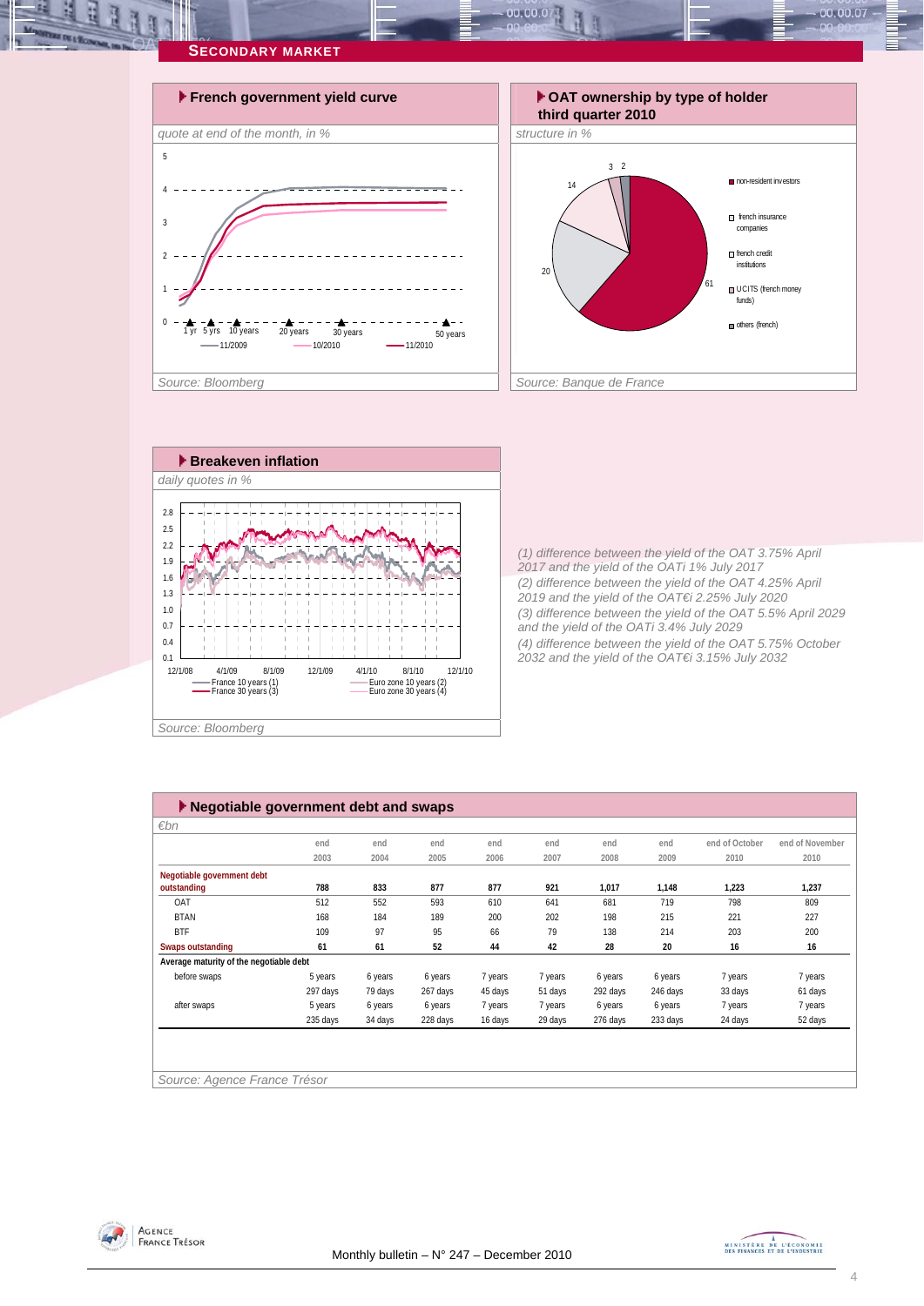## Secondary market

### French government yield curve

*quote at end of the month, in %*

5
4
3
2
1
0
1 yr 5 yrs 10 years 20 years 30 years 50 years
11/2009 10/2010 11/2010

*Source: Bloomberg*

### OAT ownership by type of holder third quarter 2010

*structure in %*

3 2
14
20
61

non-resident investors
french insurance companies
french credit institutions
UCITS (french money funds)
others (french)

*Source: Banque de France*

### Breakeven inflation

*daily quotes in %*

2.8
2.5
2.2
1.9
1.6
1.3
1.0
0.7
0.4
0.1
12/1/08 4/1/09 8/1/09 12/1/09 4/1/10 8/1/10 12/1/10
France 10 years (1)
France 30 years (3)
Euro zone 10 years (2)
Euro zone 30 years (4)

*Source: Bloomberg*

*(1) difference between the yield of the OAT 3.75% April 2017 and the yield of the OATi 1% July 2017*
*(2) difference between the yield of the OAT 4.25% April 2019 and the yield of the OAT€i 2.25% July 2020*
*(3) difference between the yield of the OAT 5.5% April 2029 and the yield of the OATi 3.4% July 2029*
*(4) difference between the yield of the OAT 5.75% October 2032 and the yield of the OAT€i 3.15% July 2032*

### Negotiable government debt and swaps

*€bn*

| | end 2003 | end 2004 | end 2005 | end 2006 | end 2007 | end 2008 | end 2009 | end of October 2010 | end of November 2010 |
|---|---|---|---|---|---|---|---|---|---|
| **Negotiable government debt outstanding** | **788** | **833** | **877** | **877** | **921** | **1,017** | **1,148** | **1,223** | **1,237** |
| OAT | 512 | 552 | 593 | 610 | 641 | 681 | 719 | 798 | 809 |
| BTAN | 168 | 184 | 189 | 200 | 202 | 198 | 215 | 221 | 227 |
| BTF | 109 | 97 | 95 | 66 | 79 | 138 | 214 | 203 | 200 |
| **Swaps outstanding** | **61** | **61** | **52** | **44** | **42** | **28** | **20** | **16** | **16** |
| **Average maturity of the negotiable debt** | | | | | | | | | |
| before swaps | 5 years | 6 years | 6 years | 7 years | 7 years | 6 years | 6 years | 7 years | 7 years |
| | 297 days | 79 days | 267 days | 45 days | 51 days | 292 days | 246 days | 33 days | 61 days |
| after swaps | 5 years | 6 years | 6 years | 7 years | 7 years | 6 years | 6 years | 7 years | 7 years |
| | 235 days | 34 days | 228 days | 16 days | 29 days | 276 days | 233 days | 24 days | 52 days |

*Source: Agence France Trésor*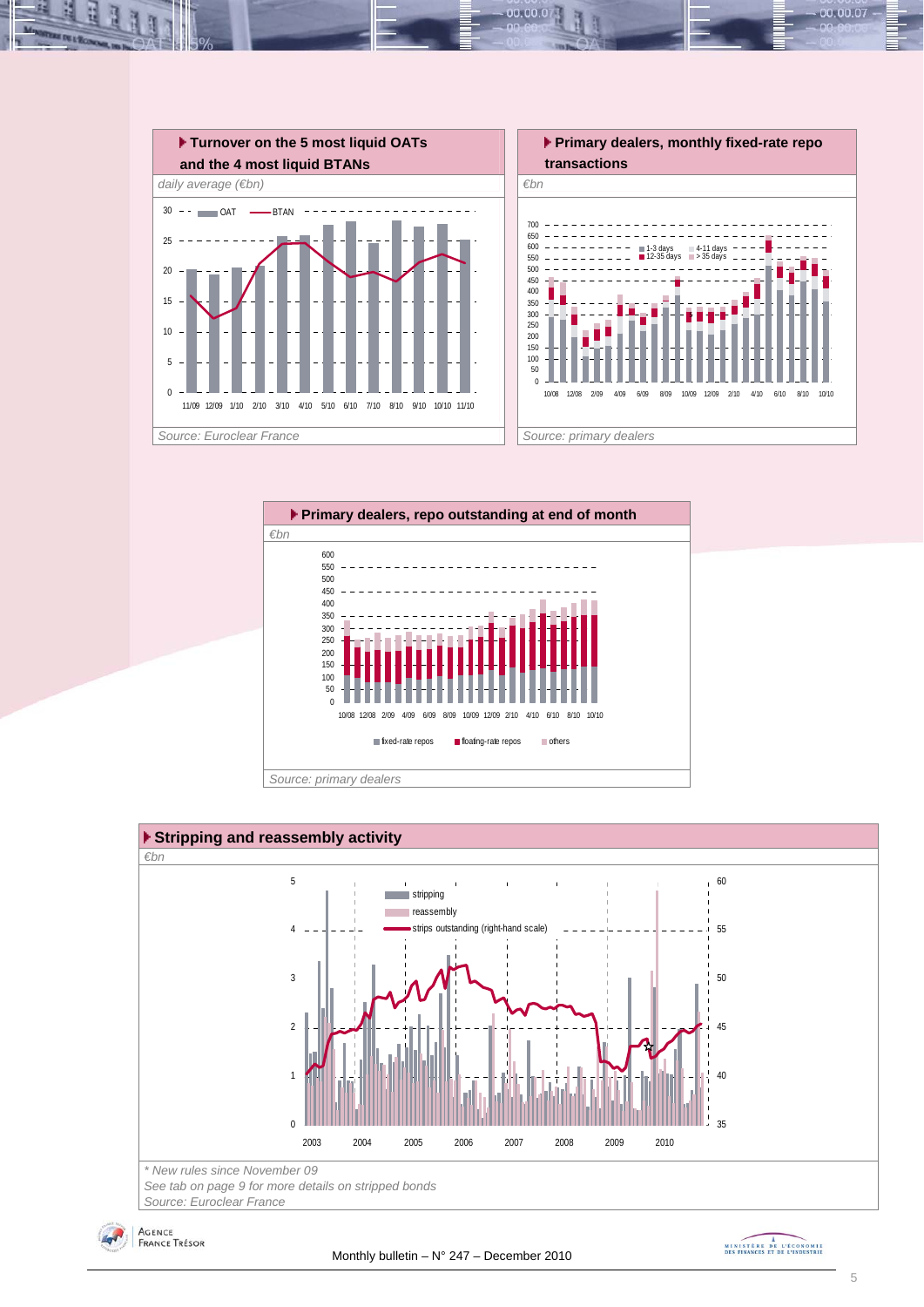### Turnover on the 5 most liquid OATs and the 4 most liquid BTANs

*daily average (€bn)*

30
25
20
15
10
5
0

OAT
BTAN

11/09 12/09 1/10 2/10 3/10 4/10 5/10 6/10 7/10 8/10 9/10 10/10 11/10

*Source: Euroclear France*

### Primary dealers, monthly fixed-rate repo transactions

*€bn*

700
650
600
550
500
450
400
350
300
250
200
150
100
50
0

1-3 days
4-11 days
12-35 days
> 35 days

10/08 12/08 2/09 4/09 6/09 8/09 10/09 12/09 2/10 4/10 6/10 8/10 10/10

*Source: primary dealers*

### Primary dealers, repo outstanding at end of month

*€bn*

600
550
500
450
400
350
300
250
200
150
100
50
0

10/08 12/08 2/09 4/09 6/09 8/09 10/09 12/09 2/10 4/10 6/10 8/10 10/10

fixed-rate repos
floating-rate repos
others

*Source: primary dealers*

### Stripping and reassembly activity

*€bn*

5
4
3
2
1
0

60
55
50
45
40
35

stripping
reassembly
strips outstanding (right-hand scale)

2003 2004 2005 2006 2007 2008 2009 2010

*\* New rules since November 09*
*See tab on page 9 for more details on stripped bonds*
*Source: Euroclear France*

Monthly bulletin – N° 247 – December 2010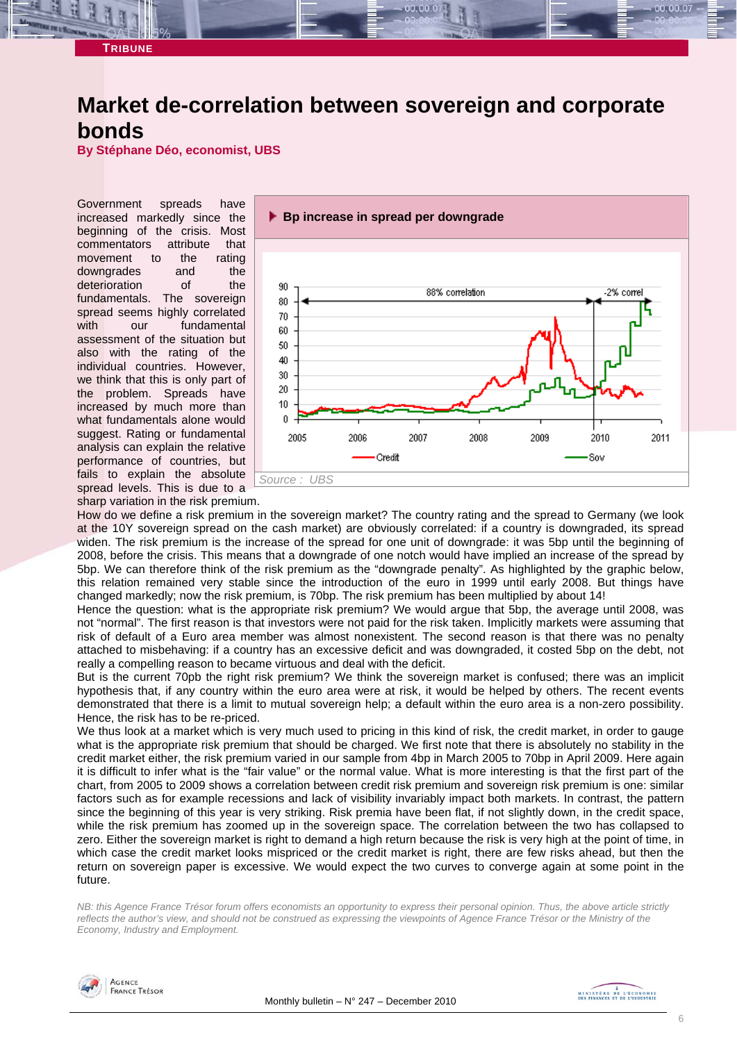TRIBUNE

# Market de-correlation between sovereign and corporate bonds

**By Stéphane Déo, economist, UBS**

Government spreads have increased markedly since the beginning of the crisis. Most commentators attribute that movement to the rating downgrades and the deterioration of the fundamentals. The sovereign spread seems highly correlated with our fundamental assessment of the situation but also with the rating of the individual countries. However, we think that this is only part of the problem. Spreads have increased by much more than what fundamentals alone would suggest. Rating or fundamental analysis can explain the relative performance of countries, but fails to explain the absolute spread levels. This is due to a sharp variation in the risk premium.

**Bp increase in spread per downgrade**

88% correlation

-2% correl

90
80
70
60
50
40
30
20
10
0

2005
2006
2007
2008
2009
2010
2011

Credit
Sov

*Source : UBS*

How do we define a risk premium in the sovereign market? The country rating and the spread to Germany (we look at the 10Y sovereign spread on the cash market) are obviously correlated: if a country is downgraded, its spread widen. The risk premium is the increase of the spread for one unit of downgrade: it was 5bp until the beginning of 2008, before the crisis. This means that a downgrade of one notch would have implied an increase of the spread by 5bp. We can therefore think of the risk premium as the "downgrade penalty". As highlighted by the graphic below, this relation remained very stable since the introduction of the euro in 1999 until early 2008. But things have changed markedly; now the risk premium, is 70bp. The risk premium has been multiplied by about 14!

Hence the question: what is the appropriate risk premium? We would argue that 5bp, the average until 2008, was not "normal". The first reason is that investors were not paid for the risk taken. Implicitly markets were assuming that risk of default of a Euro area member was almost nonexistent. The second reason is that there was no penalty attached to misbehaving: if a country has an excessive deficit and was downgraded, it costed 5bp on the debt, not really a compelling reason to became virtuous and deal with the deficit.

But is the current 70pb the right risk premium? We think the sovereign market is confused; there was an implicit hypothesis that, if any country within the euro area were at risk, it would be helped by others. The recent events demonstrated that there is a limit to mutual sovereign help; a default within the euro area is a non-zero possibility. Hence, the risk has to be re-priced.

We thus look at a market which is very much used to pricing in this kind of risk, the credit market, in order to gauge what is the appropriate risk premium that should be charged. We first note that there is absolutely no stability in the credit market either, the risk premium varied in our sample from 4bp in March 2005 to 70bp in April 2009. Here again it is difficult to infer what is the "fair value" or the normal value. What is more interesting is that the first part of the chart, from 2005 to 2009 shows a correlation between credit risk premium and sovereign risk premium is one: similar factors such as for example recessions and lack of visibility invariably impact both markets. In contrast, the pattern since the beginning of this year is very striking. Risk premia have been flat, if not slightly down, in the credit space, while the risk premium has zoomed up in the sovereign space. The correlation between the two has collapsed to zero. Either the sovereign market is right to demand a high return because the risk is very high at the point of time, in which case the credit market looks mispriced or the credit market is right, there are few risks ahead, but then the return on sovereign paper is excessive. We would expect the two curves to converge again at some point in the future.

*NB: this Agence France Trésor forum offers economists an opportunity to express their personal opinion. Thus, the above article strictly reflects the author's view, and should not be construed as expressing the viewpoints of Agence France Trésor or the Ministry of the Economy, Industry and Employment.*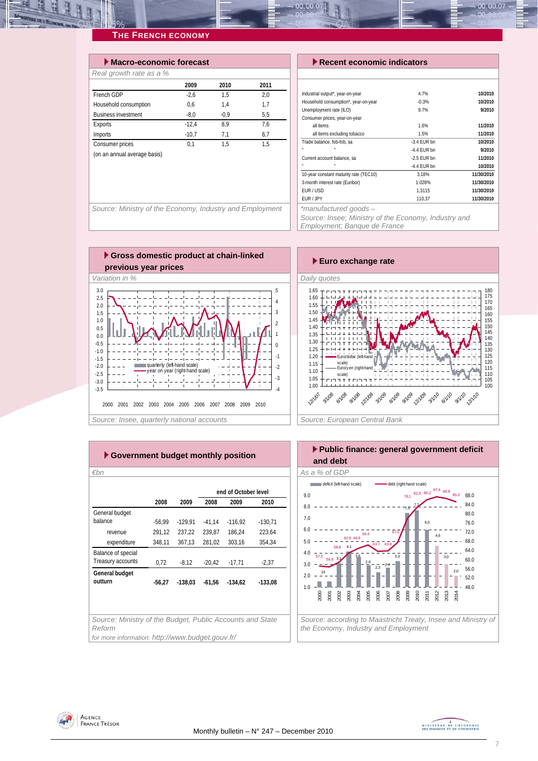## The French Economy

### Macro-economic forecast

*Real growth rate as a %*

| | 2009 | 2010 | 2011 |
|---|---|---|---|
| French GDP | -2,6 | 1,5 | 2,0 |
| Household consumption | 0,6 | 1,4 | 1,7 |
| Business investment | -8,0 | -0,9 | 5,5 |
| Exports | -12,4 | 8,9 | 7,6 |
| Imports | -10,7 | 7,1 | 6,7 |
| Consumer prices | 0,1 | 1,5 | 1,5 |
| (on an annual average basis) | | | |

*Source: Ministry of the Economy, Industry and Employment*

### Recent economic indicators

| | | |
|---|---|---|
| Industrial output*, year-on-year | 4.7% | 10/2010 |
| Household consumption*, year-on-year | -0.3% | 10/2010 |
| Unemployment rate (ILO) | 9.7% | 9/2010 |
| Consumer prices, year-on-year | | |
| all items | 1.6% | 11/2010 |
| all items excluding tobacco | 1.5% | 11/2010 |
| Trade balance, fob-fob, sa | -3.4 EUR bn | 10/2010 |
| " " | -4.4 EUR bn | 9/2010 |
| Current account balance, sa | -2.5 EUR bn | 11/2010 |
| " " | -4.4 EUR bn | 10/2010 |
| 10-year constant maturity rate (TEC10) | 3.18% | 11/30/2010 |
| 3-month interest rate (Euribor) | 1.028% | 11/30/2010 |
| EUR / USD | 1,3115 | 11/30/2010 |
| EUR / JPY | 110,37 | 11/30/2010 |

*\*manufactured goods –*

*Source: Insee; Ministry of the Economy, Industry and Employment; Banque de France*

### Gross domestic product at chain-linked previous year prices

*Variation in %*

3.0, 2.5, 2.0, 1.5, 1.0, 0.5, 0.0, -0.5, -1.0, -1.5, -2.0, -2.5, -3.0, -3.5

5, 4, 3, 2, 1, 0, -1, -2, -3, -4

quarterly (left-hand scale)
year on year (right-hand scale)

2000 2001 2002 2003 2004 2005 2006 2007 2008 2009 2010

*Source: Insee, quarterly national accounts*

### Euro exchange rate

*Daily quotes*

1.65, 1.60, 1.55, 1.50, 1.45, 1.40, 1.35, 1.30, 1.25, 1.20, 1.15, 1.10, 1.05, 1.00

180, 175, 170, 165, 160, 155, 150, 145, 140, 135, 130, 125, 120, 115, 110, 105, 100

Euro/dollar (left-hand scale)
Euro/yen (right-hand scale)

12/1/07 3/1/08 6/1/08 9/1/08 12/1/08 3/1/09 6/1/09 9/1/09 12/1/09 3/1/10 6/1/10 9/1/10 12/1/10

*Source: European Central Bank*

### Government budget monthly position

*€bn*

| | 2008 | 2009 | end of October level 2008 | 2009 | 2010 |
|---|---|---|---|---|---|
| General budget balance | -56,99 | -129,91 | -41,14 | -116,92 | -130,71 |
| revenue | 291,12 | 237,22 | 239,87 | 186,24 | 223,64 |
| expenditure | 348,11 | 367,13 | 281,02 | 303,16 | 354,34 |
| Balance of special Treasury accounts | 0,72 | -8,12 | -20,42 | -17,71 | -2,37 |
| **General budget outturn** | **-56,27** | **-138,03** | **-61,56** | **-134,62** | **-133,08** |

*Source: Ministry of the Budget, Public Accounts and State Reform*

*for more information: http://www.budget.gouv.fr/*

### Public finance: general government deficit and debt

*As a % of GDP*

deficit (left-hand scale)
debt (right-hand scale)

9.0, 8.0, 7.0, 6.0, 5.0, 4.0, 3.0, 2.0, 1.0

88.0, 84.0, 80.0, 76.0, 72.0, 68.0, 64.0, 60.0, 56.0, 52.0, 48.0

57.3 56.9 58.8 62.9 64.9 66.4 63.7 63.8 67.5 78.1 82.9 86.2 87.4 86.8 85.3

1.5 3.1 4.1 3.6 2.9 2.3 2.7 3.3 7.5 7.7 6.0 4.6 3.0 2.0

2000 2001 2002 2003 2004 2005 2006 2007 2008 2009 2010 2011 2012 2013 2014

*Source: according to Maastricht Treaty, Insee and Ministry of the Economy, Industry and Employment*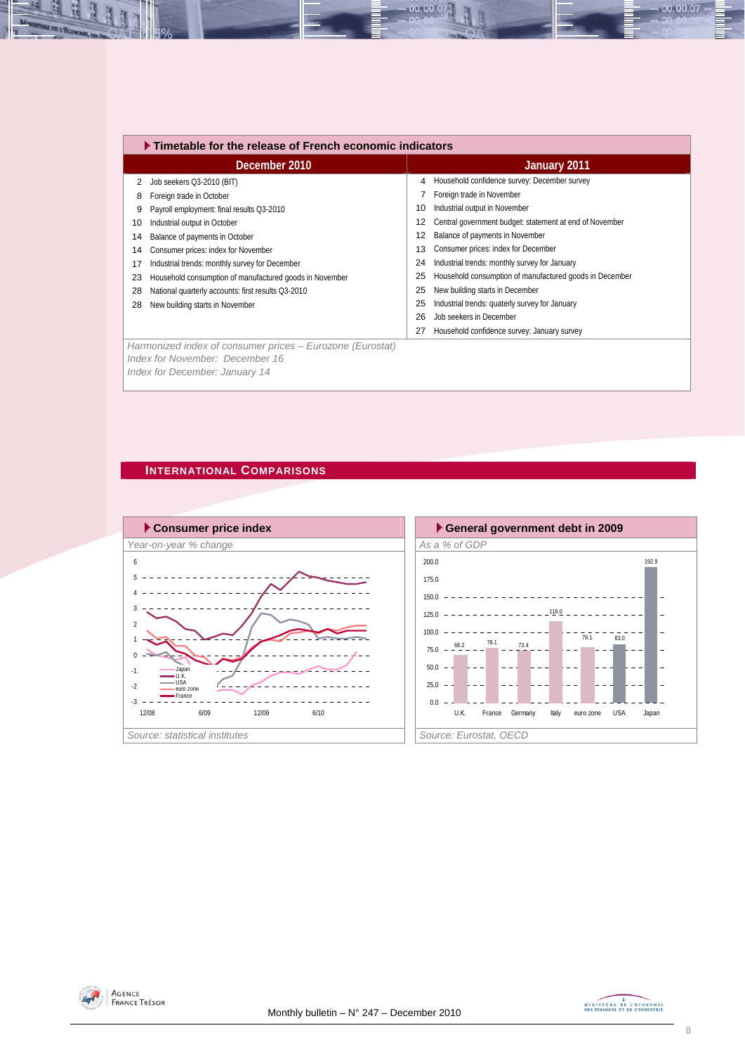### Timetable for the release of French economic indicators

| December 2010 | | January 2011 | |
|---|---|---|---|
| 2 | Job seekers Q3-2010 (BIT) | 4 | Household confidence survey: December survey |
| 8 | Foreign trade in October | 7 | Foreign trade in November |
| 9 | Payroll employment: final results Q3-2010 | 10 | Industrial output in November |
| 10 | Industrial output in October | 12 | Central government budget: statement at end of November |
| 14 | Balance of payments in October | 12 | Balance of payments in November |
| 14 | Consumer prices: index for November | 13 | Consumer prices: index for December |
| 17 | Industrial trends: monthly survey for December | 24 | Industrial trends: monthly survey for January |
| 23 | Household consumption of manufactured goods in November | 25 | Household consumption of manufactured goods in December |
| 28 | National quarterly accounts: first results Q3-2010 | 25 | New building starts in December |
| 28 | New building starts in November | 25 | Industrial trends: quaterly survey for January |
| | | 26 | Job seekers in December |
| | | 27 | Household confidence survey: January survey |

*Harmonized index of consumer prices – Eurozone (Eurostat)*
*Index for November: December 16*
*Index for December: January 14*

## International Comparisons

### Consumer price index

*Year-on-year % change*

6, 5, 4, 3, 2, 1, 0, -1, -2, -3

12/08, 6/09, 12/09, 6/10

Japan, U.K., USA, euro zone, France

*Source: statistical institutes*

### General government debt in 2009

*As a % of GDP*

200.0, 175.0, 150.0, 125.0, 100.0, 75.0, 50.0, 25.0, 0.0

68.2, 78.1, 73.4, 116.0, 79.1, 83.0, 192.9

U.K., France, Germany, Italy, euro zone, USA, Japan

*Source: Eurostat, OECD*

Monthly bulletin – N° 247 – December 2010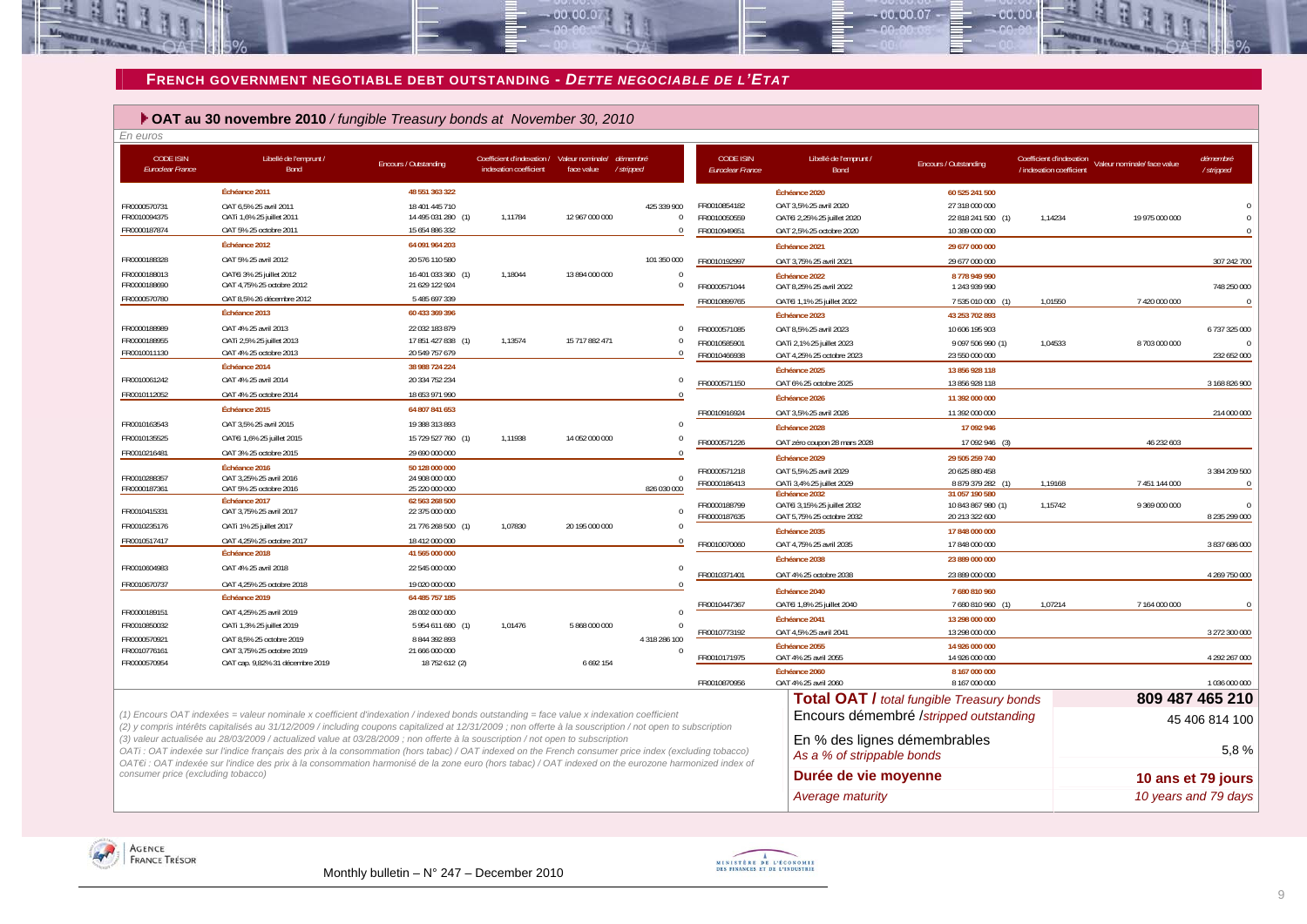## FRENCH GOVERNMENT NEGOTIABLE DEBT OUTSTANDING - *DETTE NEGOCIABLE DE L'ETAT*

### OAT au 30 novembre 2010 / *fungible Treasury bonds at November 30, 2010*

*En euros*

| CODE ISIN *Euroclear France* | Libellé de l'emprunt / Bond | Encours / Outstanding | Coefficient d'indexation / indexation coefficient | Valeur nominale/ face value | démembré / stripped |
|---|---|---|---|---|---|
| | **Échéance 2011** | **48 551 363 322** | | | |
| FR0000570731 | OAT 6,5% 25 avril 2011 | 18 401 445 710 | | | 425 339 900 |
| FR0010094375 | OATi 1,6% 25 juillet 2011 | 14 495 031 280 (1) | 1,11784 | 12 967 000 000 | 0 |
| FR0000187874 | OAT 5% 25 octobre 2011 | 15 654 886 332 | | | 0 |
| | **Échéance 2012** | **64 091 964 203** | | | |
| FR0000188328 | OAT 5% 25 avril 2012 | 20 576 110 580 | | | 101 350 000 |
| FR0000188013 | OAT€i 3% 25 juillet 2012 | 16 401 033 360 (1) | 1,18044 | 13 894 000 000 | 0 |
| FR0000188690 | OAT 4,75% 25 octobre 2012 | 21 629 122 924 | | | 0 |
| FR0000570780 | OAT 8,5% 26 décembre 2012 | 5 485 697 339 | | | |
| | **Échéance 2013** | **60 433 369 396** | | | |
| FR0000188989 | OAT 4% 25 avril 2013 | 22 032 183 879 | | | 0 |
| FR0000188955 | OATi 2,5% 25 juillet 2013 | 17 851 427 838 (1) | 1,13574 | 15 717 882 471 | 0 |
| FR0010011130 | OAT 4% 25 octobre 2013 | 20 549 757 679 | | | 0 |
| | **Échéance 2014** | **38 988 724 224** | | | |
| FR0010061242 | OAT 4% 25 avril 2014 | 20 334 752 234 | | | 0 |
| FR0010112052 | OAT 4% 25 octobre 2014 | 18 653 971 990 | | | 0 |
| | **Échéance 2015** | **64 807 841 653** | | | |
| FR0010163543 | OAT 3,5% 25 avril 2015 | 19 388 313 893 | | | 0 |
| FR0010135525 | OAT€i 1,6% 25 juillet 2015 | 15 729 527 760 (1) | 1,11938 | 14 052 000 000 | 0 |
| FR0010216481 | OAT 3% 25 octobre 2015 | 29 690 000 000 | | | 0 |
| | **Échéance 2016** | **50 128 000 000** | | | |
| FR0010288357 | OAT 3,25% 25 avril 2016 | 24 908 000 000 | | | 0 |
| FR0000187361 | OAT 5% 25 octobre 2016 | 25 220 000 000 | | | 826 030 000 |
| | **Échéance 2017** | **62 563 268 500** | | | |
| FR0010415331 | OAT 3,75% 25 avril 2017 | 22 375 000 000 | | | 0 |
| FR0010235176 | OATi 1% 25 juillet 2017 | 21 776 268 500 (1) | 1,07830 | 20 195 000 000 | 0 |
| FR0010517417 | OAT 4,25% 25 octobre 2017 | 18 412 000 000 | | | 0 |
| | **Échéance 2018** | **41 565 000 000** | | | |
| FR0010604983 | OAT 4% 25 avril 2018 | 22 545 000 000 | | | 0 |
| FR0010670737 | OAT 4,25% 25 octobre 2018 | 19 020 000 000 | | | 0 |
| | **Échéance 2019** | **64 485 757 185** | | | |
| FR0000189151 | OAT 4,25% 25 avril 2019 | 28 002 000 000 | | | 0 |
| FR0010850032 | OATi 1,3% 25 juillet 2019 | 5 954 611 680 (1) | 1,01476 | 5 868 000 000 | 0 |
| FR0000570921 | OAT 8,5% 25 octobre 2019 | 8 844 392 893 | | | 4 318 286 100 |
| FR0010776161 | OAT 3,75% 25 octobre 2019 | 21 666 000 000 | | | 0 |
| FR0000570954 | OAT cap. 9,82% 31 décembre 2019 | 18 752 612 (2) | | 6 692 154 | |
| | **Échéance 2020** | **60 525 241 500** | | | |
| FR0010854182 | OAT 3,5% 25 avril 2020 | 27 318 000 000 | | | 0 |
| FR0010050559 | OAT€i 2,25% 25 juillet 2020 | 22 818 241 500 (1) | 1,14234 | 19 975 000 000 | 0 |
| FR0010949651 | OAT 2,5% 25 octobre 2020 | 10 389 000 000 | | | 0 |
| | **Échéance 2021** | **29 677 000 000** | | | |
| FR0010192997 | OAT 3,75% 25 avril 2021 | 29 677 000 000 | | | 307 242 700 |
| | **Échéance 2022** | **8 778 949 990** | | | |
| FR0000571044 | OAT 8,25% 25 avril 2022 | 1 243 939 990 | | | 748 250 000 |
| FR0010899765 | OAT€i 1,1% 25 juillet 2022 | 7 535 010 000 (1) | 1,01550 | 7 420 000 000 | 0 |
| | **Échéance 2023** | **43 253 702 893** | | | |
| FR0000571085 | OAT 8,5% 25 avril 2023 | 10 606 195 903 | | | 6 737 325 000 |
| FR0010585901 | OATi 2,1% 25 juillet 2023 | 9 097 506 990 (1) | 1,04533 | 8 703 000 000 | 0 |
| FR0010466938 | OAT 4,25% 25 octobre 2023 | 23 550 000 000 | | | 232 652 000 |
| | **Échéance 2025** | **13 856 928 118** | | | |
| FR0000571150 | OAT 6% 25 octobre 2025 | 13 856 928 118 | | | 3 168 826 900 |
| | **Échéance 2026** | **11 392 000 000** | | | |
| FR0010916924 | OAT 3,5% 25 avril 2026 | 11 392 000 000 | | | 214 000 000 |
| | **Échéance 2028** | **17 092 946** | | | |
| FR0000571226 | OAT zéro coupon 28 mars 2028 | 17 092 946 (3) | | 46 232 603 | |
| | **Échéance 2029** | **29 505 259 740** | | | |
| FR0000571218 | OAT 5,5% 25 avril 2029 | 20 625 880 458 | | | 3 384 209 500 |
| FR0000186413 | OATi 3,4% 25 juillet 2029 | 8 879 379 282 (1) | 1,19168 | 7 451 144 000 | 0 |
| | **Échéance 2032** | **31 057 190 580** | | | |
| FR0000188799 | OAT€i 3,15% 25 juillet 2032 | 10 843 867 980 (1) | 1,15742 | 9 369 000 000 | 0 |
| FR0000187635 | OAT 5,75% 25 octobre 2032 | 20 213 322 600 | | | 8 235 299 000 |
| | **Échéance 2035** | **17 848 000 000** | | | |
| FR0010070060 | OAT 4,75% 25 avril 2035 | 17 848 000 000 | | | 3 837 686 000 |
| | **Échéance 2038** | **23 889 000 000** | | | |
| FR0010371401 | OAT 4% 25 octobre 2038 | 23 889 000 000 | | | 4 269 750 000 |
| | **Échéance 2040** | **7 680 810 960** | | | |
| FR0010447367 | OAT€i 1,8% 25 juillet 2040 | 7 680 810 960 (1) | 1,07214 | 7 164 000 000 | 0 |
| | **Échéance 2041** | **13 298 000 000** | | | |
| FR0010773192 | OAT 4,5% 25 avril 2041 | 13 298 000 000 | | | 3 272 300 000 |
| | **Échéance 2055** | **14 926 000 000** | | | |
| FR0010171975 | OAT 4% 25 avril 2055 | 14 926 000 000 | | | 4 292 267 000 |
| | **Échéance 2060** | **8 167 000 000** | | | |
| FR0010870956 | OAT 4% 25 avril 2060 | 8 167 000 000 | | | 1 036 000 000 |

| | |
|---|---|
| **Total OAT /** *total fungible Treasury bonds* | **809 487 465 210** |
| Encours démembré /*stripped outstanding* | 45 406 814 100 |
| En % des lignes démembrables *As a % of strippable bonds* | 5,8 % |
| **Durée de vie moyenne** | **10 ans et 79 jours** |
| *Average maturity* | *10 years and 79 days* |

*(1) Encours OAT indexées = valeur nominale x coefficient d'indexation / indexed bonds outstanding = face value x indexation coefficient*
*(2) y compris intérêts capitalisés au 31/12/2009 / including coupons capitalized at 12/31/2009 ; non offerte à la souscription / not open to subscription*
*(3) valeur actualisée au 28/03/2009 / actualized value at 03/28/2009 ; non offerte à la souscription / not open to subscription*
*OATi : OAT indexée sur l'indice français des prix à la consommation (hors tabac) / OAT indexed on the French consumer price index (excluding tobacco)*
*OAT€i : OAT indexée sur l'indice des prix à la consommation harmonisé de la zone euro (hors tabac) / OAT indexed on the eurozone harmonized index of consumer price (excluding tobacco)*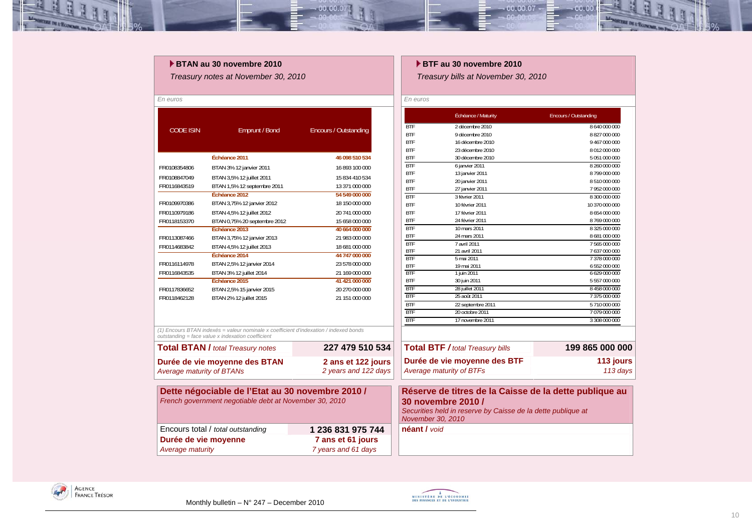## BTAN au 30 novembre 2010

*Treasury notes at November 30, 2010*

*En euros*

| CODE ISIN | Emprunt / Bond | Encours / Outstanding |
|---|---|---|
| | **Échéance 2011** | **46 098 510 534** |
| FR0108354806 | BTAN 3% 12 janvier 2011 | 16 893 100 000 |
| FR0108847049 | BTAN 3,5% 12 juillet 2011 | 15 834 410 534 |
| FR0116843519 | BTAN 1,5% 12 septembre 2011 | 13 371 000 000 |
| | **Échéance 2012** | **54 549 000 000** |
| FR0109970386 | BTAN 3,75% 12 janvier 2012 | 18 150 000 000 |
| FR0110979186 | BTAN 4,5% 12 juillet 2012 | 20 741 000 000 |
| FR0118153370 | BTAN 0,75% 20 septembre 2012 | 15 658 000 000 |
| | **Échéance 2013** | **40 664 000 000** |
| FR0113087466 | BTAN 3,75% 12 janvier 2013 | 21 983 000 000 |
| FR0114683842 | BTAN 4,5% 12 juillet 2013 | 18 681 000 000 |
| | **Échéance 2014** | **44 747 000 000** |
| FR0116114978 | BTAN 2,5% 12 janvier 2014 | 23 578 000 000 |
| FR0116843535 | BTAN 3% 12 juillet 2014 | 21 169 000 000 |
| | **Échéance 2015** | **41 421 000 000** |
| FR0117836652 | BTAN 2,5% 15 janvier 2015 | 20 270 000 000 |
| FR0118462128 | BTAN 2% 12 juillet 2015 | 21 151 000 000 |

*(1) Encours BTAN indexés = valeur nominale x coefficient d'indexation / indexed bonds outstanding = face value x indexation coefficient*

| | |
|---|---|
| **Total BTAN /** *total Treasury notes* | **227 479 510 534** |
| **Durée de vie moyenne des BTAN** *Average maturity of BTANs* | **2 ans et 122 jours** *2 years and 122 days* |

## BTF au 30 novembre 2010

*Treasury bills at November 30, 2010*

*En euros*

| | Échéance / Maturity | Encours / Outstanding |
|---|---|---|
| BTF | 2 décembre 2010 | 8 640 000 000 |
| BTF | 9 décembre 2010 | 8 827 000 000 |
| BTF | 16 décembre 2010 | 9 467 000 000 |
| BTF | 23 décembre 2010 | 8 012 000 000 |
| BTF | 30 décembre 2010 | 5 051 000 000 |
| BTF | 6 janvier 2011 | 8 260 000 000 |
| BTF | 13 janvier 2011 | 8 799 000 000 |
| BTF | 20 janvier 2011 | 8 510 000 000 |
| BTF | 27 janvier 2011 | 7 952 000 000 |
| BTF | 3 février 2011 | 8 300 000 000 |
| BTF | 10 février 2011 | 10 370 000 000 |
| BTF | 17 février 2011 | 8 654 000 000 |
| BTF | 24 février 2011 | 8 769 000 000 |
| BTF | 10 mars 2011 | 8 325 000 000 |
| BTF | 24 mars 2011 | 8 681 000 000 |
| BTF | 7 avril 2011 | 7 565 000 000 |
| BTF | 21 avril 2011 | 7 637 000 000 |
| BTF | 5 mai 2011 | 7 378 000 000 |
| BTF | 19 mai 2011 | 6 552 000 000 |
| BTF | 1 juin 2011 | 6 629 000 000 |
| BTF | 30 juin 2011 | 5 557 000 000 |
| BTF | 28 juillet 2011 | 8 458 000 000 |
| BTF | 25 août 2011 | 7 375 000 000 |
| BTF | 22 septembre 2011 | 5 710 000 000 |
| BTF | 20 octobre 2011 | 7 079 000 000 |
| BTF | 17 novembre 2011 | 3 308 000 000 |

| | |
|---|---|
| **Total BTF /** *total Treasury bills* | **199 865 000 000** |
| **Durée de vie moyenne des BTF** *Average maturity of BTFs* | **113 jours** *113 days* |

## Dette négociable de l'Etat au 30 novembre 2010 /

*French government negotiable debt at November 30, 2010*

| | |
|---|---|
| Encours total / *total outstanding* | **1 236 831 975 744** |
| **Durée de vie moyenne** *Average maturity* | **7 ans et 61 jours** *7 years and 61 days* |

## Réserve de titres de la Caisse de la dette publique au 30 novembre 2010 /

*Securities held in reserve by Caisse de la dette publique at November 30, 2010*

**néant /** *void*

Monthly bulletin – N° 247 – December 2010